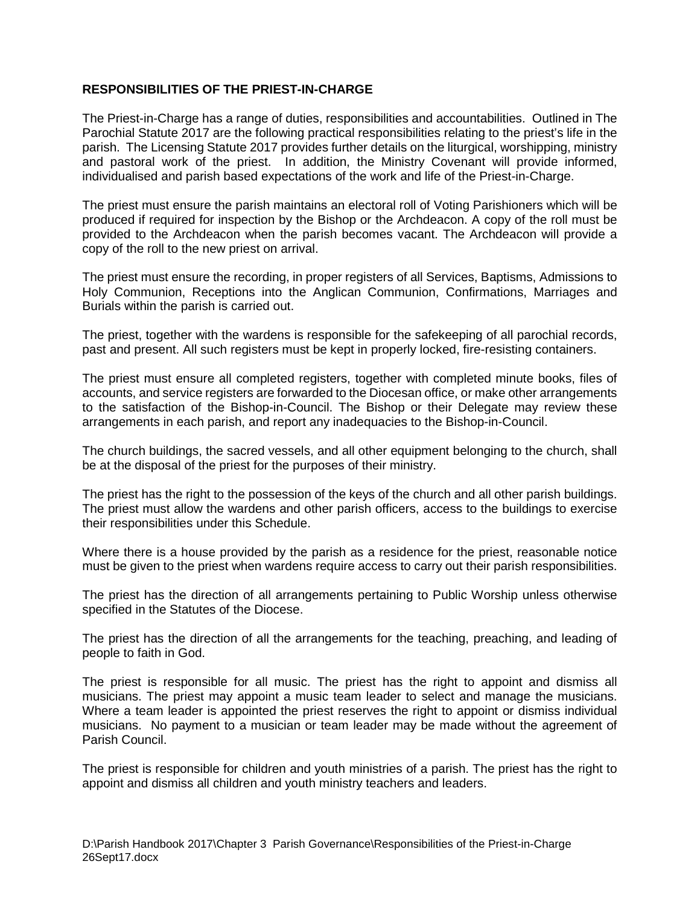**RESPONSIBILITIES OF THE PRIEST-IN-CHARGE**

The Priest-in-Charge has a range of duties, responsibilities and accountabilities. Outlined in The Parochial Statute 2017 are the following practical responsibilities relating to the priest's life in the parish. The Licensing Statute 2017 provides further details on the liturgical, worshipping, ministry and pastoral work of the priest. In addition, the Ministry Covenant will provide informed, individualised and parish based expectations of the work and life of the Priest-in-Charge.

The priest must ensure the parish maintains an electoral roll of Voting Parishioners which will be produced if required for inspection by the Bishop or the Archdeacon. A copy of the roll must be provided to the Archdeacon when the parish becomes vacant. The Archdeacon will provide a copy of the roll to the new priest on arrival.

The priest must ensure the recording, in proper registers of all Services, Baptisms, Admissions to Holy Communion, Receptions into the Anglican Communion, Confirmations, Marriages and Burials within the parish is carried out.

The priest, together with the wardens is responsible for the safekeeping of all parochial records, past and present. All such registers must be kept in properly locked, fire-resisting containers.

The priest must ensure all completed registers, together with completed minute books, files of accounts, and service registers are forwarded to the Diocesan office, or make other arrangements to the satisfaction of the Bishop-in-Council. The Bishop or their Delegate may review these arrangements in each parish, and report any inadequacies to the Bishop-in-Council.

The church buildings, the sacred vessels, and all other equipment belonging to the church, shall be at the disposal of the priest for the purposes of their ministry.

The priest has the right to the possession of the keys of the church and all other parish buildings. The priest must allow the wardens and other parish officers, access to the buildings to exercise their responsibilities under this Schedule.

Where there is a house provided by the parish as a residence for the priest, reasonable notice must be given to the priest when wardens require access to carry out their parish responsibilities.

The priest has the direction of all arrangements pertaining to Public Worship unless otherwise specified in the Statutes of the Diocese.

The priest has the direction of all the arrangements for the teaching, preaching, and leading of people to faith in God.

The priest is responsible for all music. The priest has the right to appoint and dismiss all musicians. The priest may appoint a music team leader to select and manage the musicians. Where a team leader is appointed the priest reserves the right to appoint or dismiss individual musicians. No payment to a musician or team leader may be made without the agreement of Parish Council.

The priest is responsible for children and youth ministries of a parish. The priest has the right to appoint and dismiss all children and youth ministry teachers and leaders.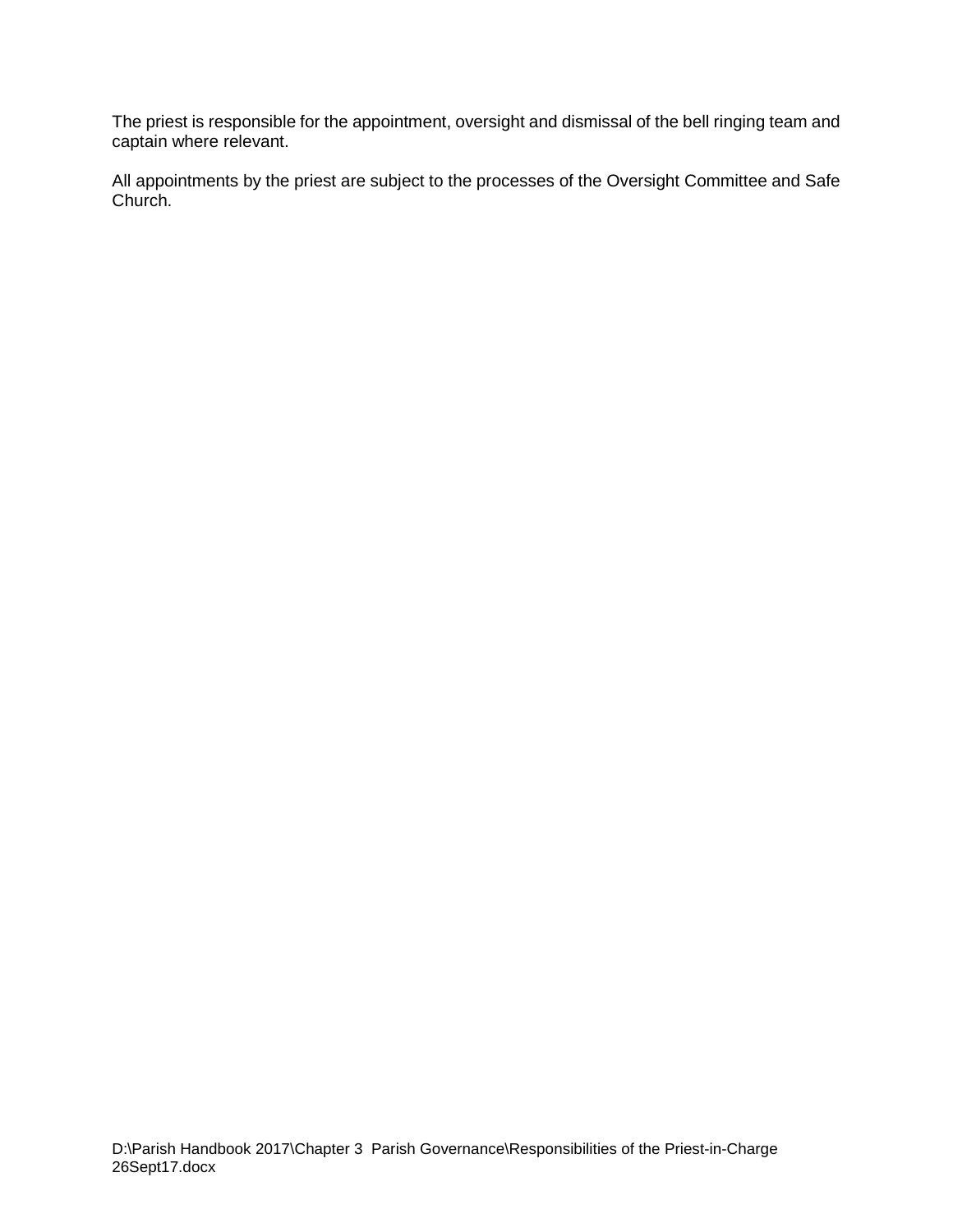The priest is responsible for the appointment, oversight and dismissal of the bell ringing team and captain where relevant.

All appointments by the priest are subject to the processes of the Oversight Committee and Safe Church.